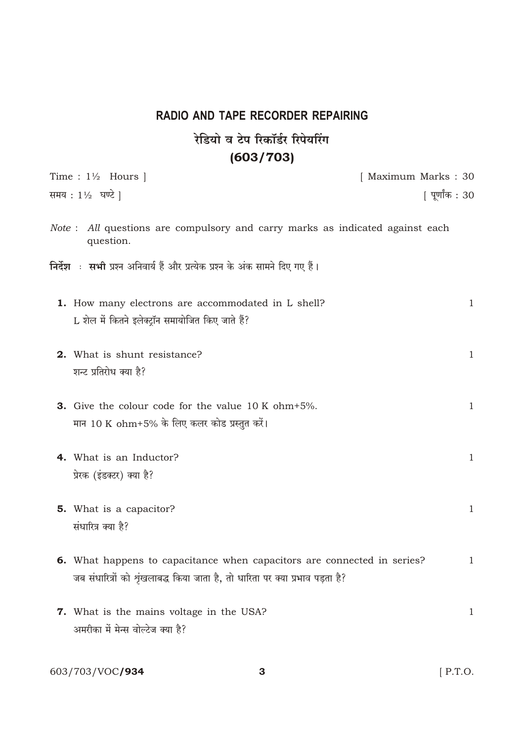# RADIO AND TAPE RECORDER REPAIRING

## रेडियो व टेप रिकॉर्डर रिपेयरिंग

## (603/703)

Time : 1½ Hours ] [ Maximum Marks : 30

समय : 1½ घण्टे ] [ पूर्णांक : 30

*Note* : *All* questions are compulsory and carry marks as indicated against each question.

**निर्देश** : **सभी** प्रश्न अनिवार्य हैं और प्रत्येक प्रश्न के अंक सामने दिए गए हैं।

**1.** How many electrons are accommodated in L shell? 1

L शेल में कितने इलेक्ट्रॉन समायोजित किए जाते हैं?

**2.** What is shunt resistance? 1

शन्ट प्रतिरोध क्या है?

**3.** Give the colour code for the value 10 K ohm+5%. 1

मान 10 K ohm+5% के लिए कलर कोड प्रस्तुत करें।

**4.** What is an Inductor? 1

प्रेरक (इंडक्टर) क्या है?

**5.** What is a capacitor? 1

संधारित्र क्या है?

**6.** What happens to capacitance when capacitors are connected in series? 1

जब संधारित्रों को शृंखलाबद्ध किया जाता है, तो धारिता पर क्या प्रभाव पड़ता है?

**7.** What is the mains voltage in the USA? 1

अमरीका में मेन्स वोल्टेज क्या है?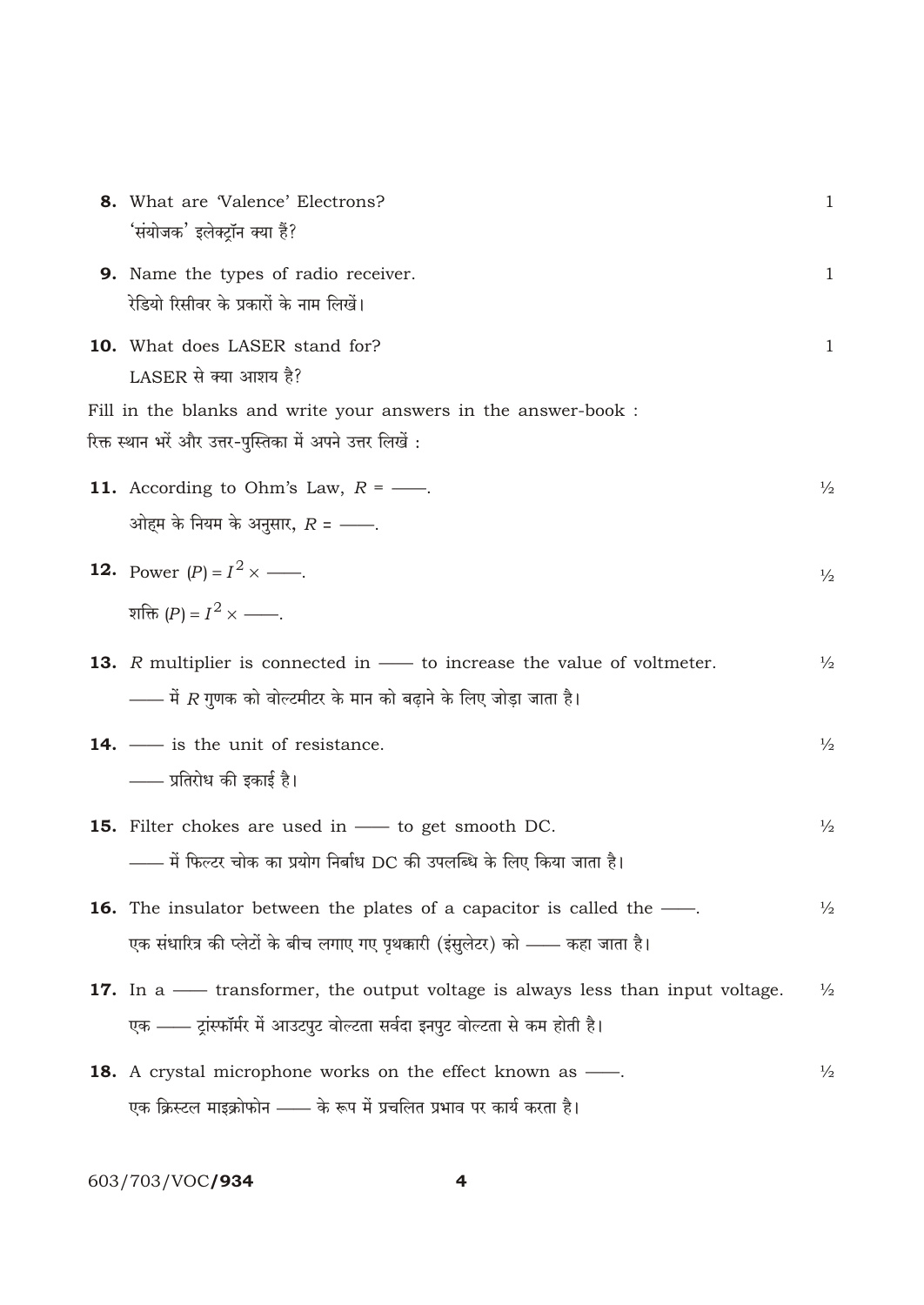**8.** What are 'Valence' Electrons? 1

'संयोजक' इलेक्ट्रॉन क्या हैं?

**9.** Name the types of radio receiver. 1

रेडियो रिसीवर के प्रकारों के नाम लिखें।

**10.** What does LASER stand for? 1

LASER से क्या आशय है?

Fill in the blanks and write your answers in the answer-book :

रिक्त स्थान भरें और उत्तर-पुस्तिका में अपने उत्तर लिखें :

**11.** According to Ohm's Law, $R$ = ——. ½

ओह्म के नियम के अनुसार, $R$ = ——.

**12.** Power $(P) = I^2 \times$ ——. ½

शक्ति $(P) = I^2 \times$ ——.

**13.** $R$ multiplier is connected in —— to increase the value of voltmeter. ½

—— में $R$ गुणक को वोल्टमीटर के मान को बढ़ाने के लिए जोड़ा जाता है।

**14.** —— is the unit of resistance. ½

—— प्रतिरोध की इकाई है।

**15.** Filter chokes are used in —— to get smooth DC. ½

—— में फिल्टर चोक का प्रयोग निर्बाध DC की उपलब्धि के लिए किया जाता है।

**16.** The insulator between the plates of a capacitor is called the ——. ½

एक संधारित्र की प्लेटों के बीच लगाए गए पृथक्कारी (इंसुलेटर) को —— कहा जाता है।

**17.** In a —— transformer, the output voltage is always less than input voltage. ½

एक —— ट्रांस्फॉर्मर में आउटपुट वोल्टता सर्वदा इनपुट वोल्टता से कम होती है।

**18.** A crystal microphone works on the effect known as ——. ½

एक क्रिस्टल माइक्रोफोन —— के रूप में प्रचलित प्रभाव पर कार्य करता है।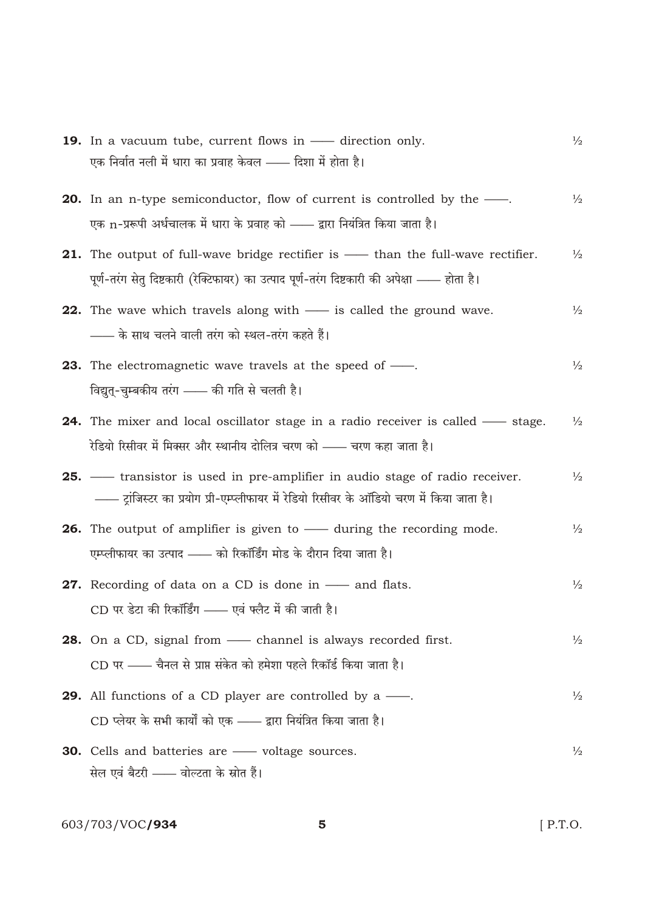**19.** In a vacuum tube, current flows in —— direction only. ½

एक निर्वात नली में धारा का प्रवाह केवल —— दिशा में होता है।

**20.** In an n-type semiconductor, flow of current is controlled by the ——. ½

एक n-प्ररूपी अर्धचालक में धारा के प्रवाह को —— द्वारा नियंत्रित किया जाता है।

**21.** The output of full-wave bridge rectifier is —— than the full-wave rectifier. ½

पूर्ण-तरंग सेतु दिष्टकारी (रेक्टिफायर) का उत्पाद पूर्ण-तरंग दिष्टकारी की अपेक्षा —— होता है।

**22.** The wave which travels along with —— is called the ground wave. ½

—— के साथ चलने वाली तरंग को स्थल-तरंग कहते हैं।

**23.** The electromagnetic wave travels at the speed of ——. ½

विद्युत्-चुम्बकीय तरंग —— की गति से चलती है।

**24.** The mixer and local oscillator stage in a radio receiver is called —— stage. ½

रेडियो रिसीवर में मिक्सर और स्थानीय दोलित्र चरण को —— चरण कहा जाता है।

**25.** —— transistor is used in pre-amplifier in audio stage of radio receiver. ½

—— ट्रांजिस्टर का प्रयोग प्री-एम्प्लीफायर में रेडियो रिसीवर के ऑडियो चरण में किया जाता है।

**26.** The output of amplifier is given to —— during the recording mode. ½

एम्प्लीफायर का उत्पाद —— को रिकॉर्डिंग मोड के दौरान दिया जाता है।

**27.** Recording of data on a CD is done in —— and flats. ½

CD पर डेटा की रिकॉर्डिंग —— एवं फ्लैट में की जाती है।

**28.** On a CD, signal from —— channel is always recorded first. ½

CD पर —— चैनल से प्राप्त संकेत को हमेशा पहले रिकॉर्ड किया जाता है।

**29.** All functions of a CD player are controlled by a ——. ½

CD प्लेयर के सभी कार्यों को एक —— द्वारा नियंत्रित किया जाता है।

**30.** Cells and batteries are —— voltage sources. ½

सेल एवं बैटरी —— वोल्टता के स्रोत हैं।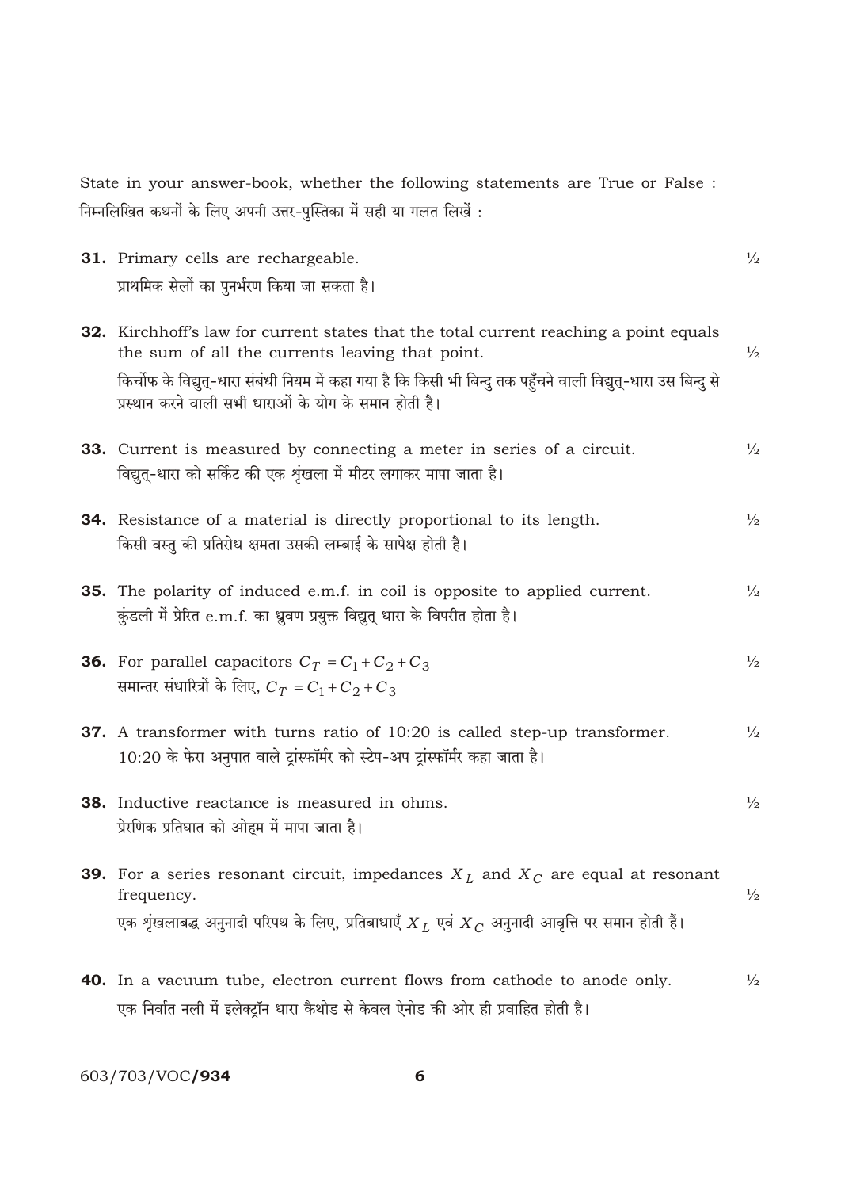State in your answer-book, whether the following statements are True or False :

निम्नलिखित कथनों के लिए अपनी उत्तर-पुस्तिका में सही या गलत लिखें :

**31.** Primary cells are rechargeable. ½

प्राथमिक सेलों का पुनर्भरण किया जा सकता है।

**32.** Kirchhoff's law for current states that the total current reaching a point equals the sum of all the currents leaving that point. ½

किर्चोफ के विद्युत्-धारा संबंधी नियम में कहा गया है कि किसी भी बिन्दु तक पहुँचने वाली विद्युत्-धारा उस बिन्दु से प्रस्थान करने वाली सभी धाराओं के योग के समान होती है।

**33.** Current is measured by connecting a meter in series of a circuit. ½

विद्युत्-धारा को सर्किट की एक शृंखला में मीटर लगाकर मापा जाता है।

**34.** Resistance of a material is directly proportional to its length. ½

किसी वस्तु की प्रतिरोध क्षमता उसकी लम्बाई के सापेक्ष होती है।

**35.** The polarity of induced e.m.f. in coil is opposite to applied current. ½

कुंडली में प्रेरित e.m.f. का ध्रुवण प्रयुक्त विद्युत् धारा के विपरीत होता है।

**36.** For parallel capacitors $C_T = C_1 + C_2 + C_3$ ½

समान्तर संधारित्रों के लिए, $C_T = C_1 + C_2 + C_3$

**37.** A transformer with turns ratio of 10:20 is called step-up transformer. ½

10:20 के फेरा अनुपात वाले ट्रांस्फॉर्मर को स्टेप-अप ट्रांस्फॉर्मर कहा जाता है।

**38.** Inductive reactance is measured in ohms. ½

प्रेरणिक प्रतिघात को ओह्म में मापा जाता है।

**39.** For a series resonant circuit, impedances $X_L$ and $X_C$ are equal at resonant frequency. ½

एक शृंखलाबद्ध अनुनादी परिपथ के लिए, प्रतिबाधाएँ $X_L$ एवं $X_C$ अनुनादी आवृत्ति पर समान होती हैं।

**40.** In a vacuum tube, electron current flows from cathode to anode only. ½

एक निर्वात नली में इलेक्ट्रॉन धारा कैथोड से केवल ऐनोड की ओर ही प्रवाहित होती है।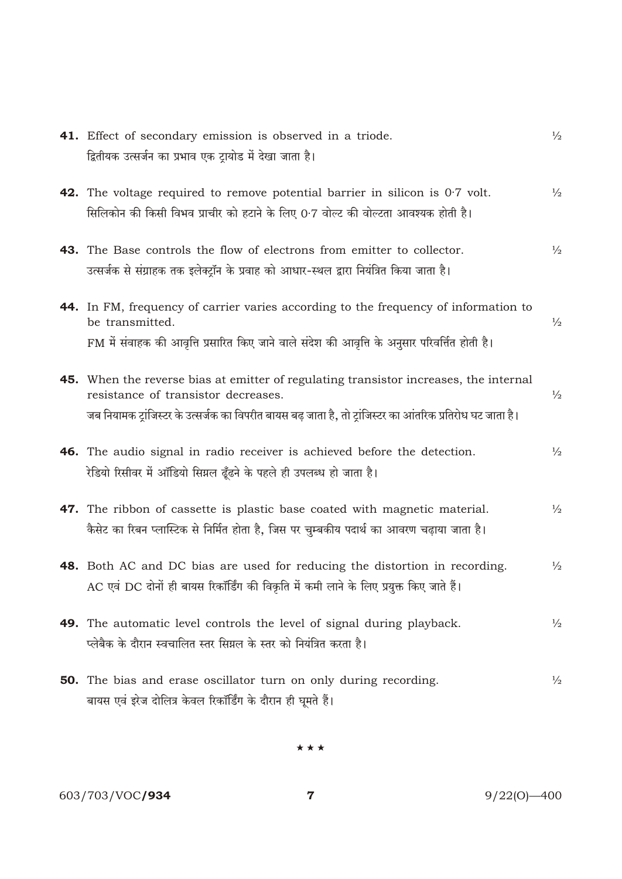**41.** Effect of secondary emission is observed in a triode. ½

द्वितीयक उत्सर्जन का प्रभाव एक ट्रायोड में देखा जाता है।

**42.** The voltage required to remove potential barrier in silicon is 0·7 volt. ½

सिलिकोन की किसी विभव प्राचीर को हटाने के लिए 0·7 वोल्ट की वोल्टता आवश्यक होती है।

**43.** The Base controls the flow of electrons from emitter to collector. ½

उत्सर्जक से संग्राहक तक इलेक्ट्रॉन के प्रवाह को आधार-स्थल द्वारा नियंत्रित किया जाता है।

**44.** In FM, frequency of carrier varies according to the frequency of information to be transmitted. ½

FM में संवाहक की आवृत्ति प्रसारित किए जाने वाले संदेश की आवृत्ति के अनुसार परिवर्तित होती है।

**45.** When the reverse bias at emitter of regulating transistor increases, the internal resistance of transistor decreases. ½

जब नियामक ट्रांजिस्टर के उत्सर्जक का विपरीत बायस बढ़ जाता है, तो ट्रांजिस्टर का आंतरिक प्रतिरोध घट जाता है।

**46.** The audio signal in radio receiver is achieved before the detection. ½

रेडियो रिसीवर में ऑडियो सिग्नल ढूँढने के पहले ही उपलब्ध हो जाता है।

**47.** The ribbon of cassette is plastic base coated with magnetic material. ½

कैसेट का रिबन प्लास्टिक से निर्मित होता है, जिस पर चुम्बकीय पदार्थ का आवरण चढ़ाया जाता है।

**48.** Both AC and DC bias are used for reducing the distortion in recording. ½

AC एवं DC दोनों ही बायस रिकॉर्डिंग की विकृति में कमी लाने के लिए प्रयुक्त किए जाते हैं।

**49.** The automatic level controls the level of signal during playback. ½

प्लेबैक के दौरान स्वचालित स्तर सिग्नल के स्तर को नियंत्रित करता है।

**50.** The bias and erase oscillator turn on only during recording. ½

बायस एवं इरेज दोलित्र केवल रिकॉर्डिंग के दौरान ही घूमते हैं।

★ ★ ★